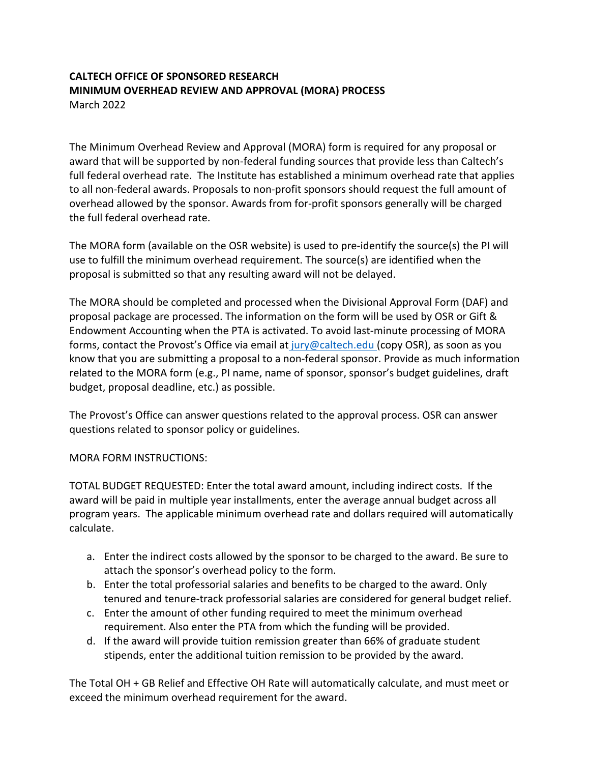**CALTECH OFFICE OF SPONSORED RESEARCH**
**MINIMUM OVERHEAD REVIEW AND APPROVAL (MORA) PROCESS**
March 2022

The Minimum Overhead Review and Approval (MORA) form is required for any proposal or award that will be supported by non-federal funding sources that provide less than Caltech's full federal overhead rate. The Institute has established a minimum overhead rate that applies to all non-federal awards. Proposals to non-profit sponsors should request the full amount of overhead allowed by the sponsor. Awards from for-profit sponsors generally will be charged the full federal overhead rate.

The MORA form (available on the OSR website) is used to pre-identify the source(s) the PI will use to fulfill the minimum overhead requirement. The source(s) are identified when the proposal is submitted so that any resulting award will not be delayed.

The MORA should be completed and processed when the Divisional Approval Form (DAF) and proposal package are processed. The information on the form will be used by OSR or Gift & Endowment Accounting when the PTA is activated. To avoid last-minute processing of MORA forms, contact the Provost's Office via email at jury@caltech.edu (copy OSR), as soon as you know that you are submitting a proposal to a non-federal sponsor. Provide as much information related to the MORA form (e.g., PI name, name of sponsor, sponsor's budget guidelines, draft budget, proposal deadline, etc.) as possible.

The Provost's Office can answer questions related to the approval process. OSR can answer questions related to sponsor policy or guidelines.

MORA FORM INSTRUCTIONS:

TOTAL BUDGET REQUESTED: Enter the total award amount, including indirect costs. If the award will be paid in multiple year installments, enter the average annual budget across all program years. The applicable minimum overhead rate and dollars required will automatically calculate.

a. Enter the indirect costs allowed by the sponsor to be charged to the award. Be sure to attach the sponsor's overhead policy to the form.
b. Enter the total professorial salaries and benefits to be charged to the award. Only tenured and tenure-track professorial salaries are considered for general budget relief.
c. Enter the amount of other funding required to meet the minimum overhead requirement. Also enter the PTA from which the funding will be provided.
d. If the award will provide tuition remission greater than 66% of graduate student stipends, enter the additional tuition remission to be provided by the award.

The Total OH + GB Relief and Effective OH Rate will automatically calculate, and must meet or exceed the minimum overhead requirement for the award.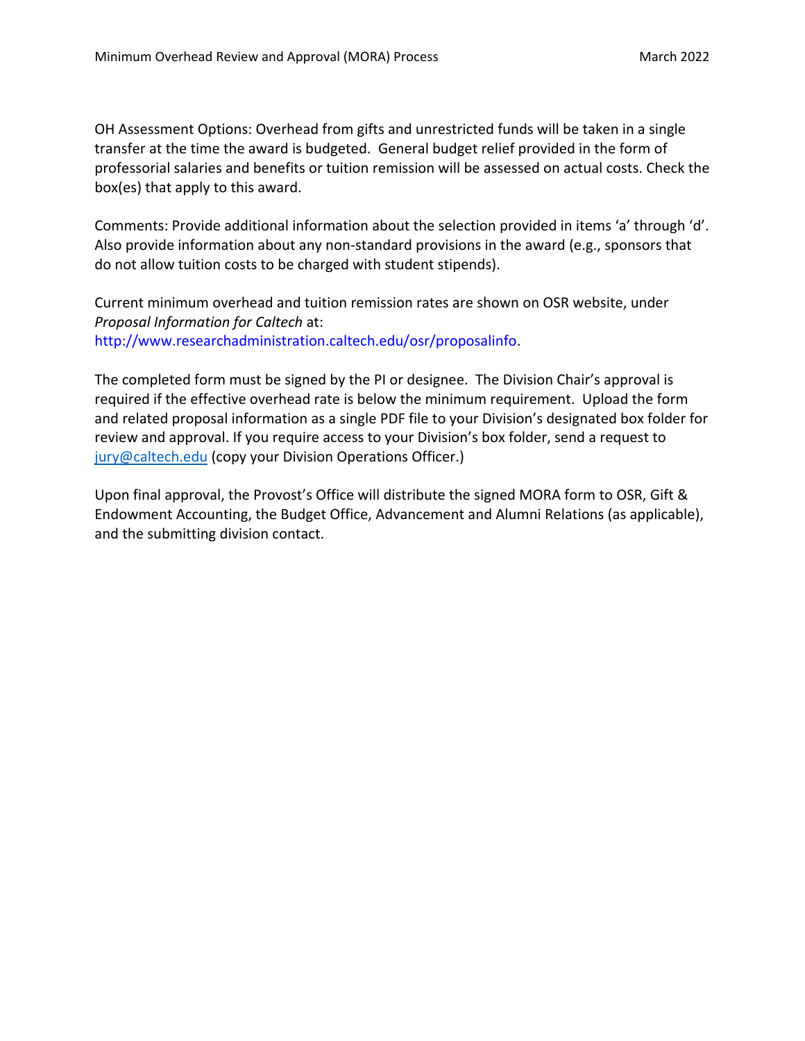OH Assessment Options: Overhead from gifts and unrestricted funds will be taken in a single transfer at the time the award is budgeted. General budget relief provided in the form of professorial salaries and benefits or tuition remission will be assessed on actual costs. Check the box(es) that apply to this award.

Comments: Provide additional information about the selection provided in items 'a' through 'd'. Also provide information about any non-standard provisions in the award (e.g., sponsors that do not allow tuition costs to be charged with student stipends).

Current minimum overhead and tuition remission rates are shown on OSR website, under *Proposal Information for Caltech* at:
http://www.researchadministration.caltech.edu/osr/proposalinfo.

The completed form must be signed by the PI or designee. The Division Chair's approval is required if the effective overhead rate is below the minimum requirement. Upload the form and related proposal information as a single PDF file to your Division's designated box folder for review and approval. If you require access to your Division's box folder, send a request to jury@caltech.edu (copy your Division Operations Officer.)

Upon final approval, the Provost's Office will distribute the signed MORA form to OSR, Gift & Endowment Accounting, the Budget Office, Advancement and Alumni Relations (as applicable), and the submitting division contact.